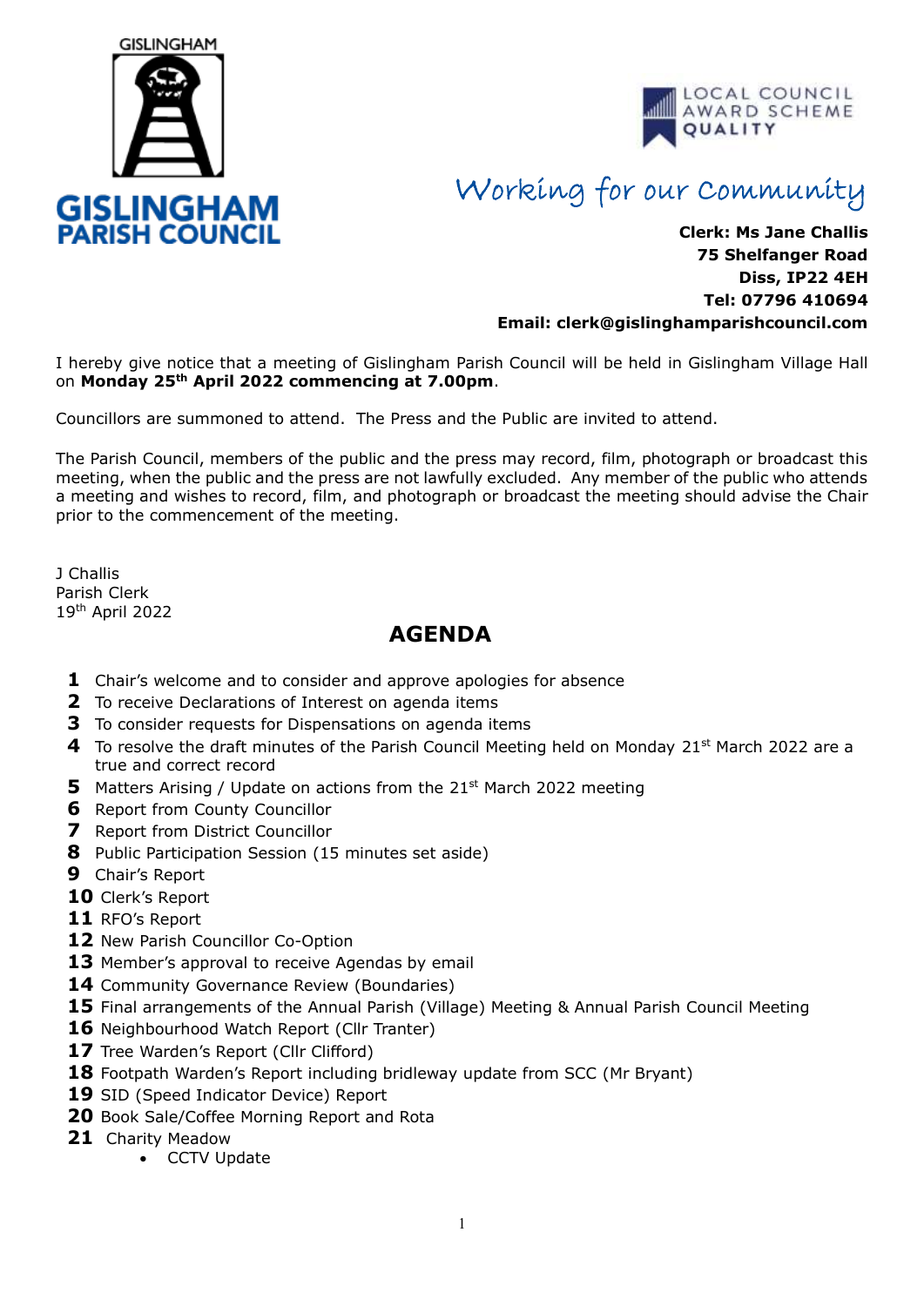GISLINGHAM

**GISLINGHAM PARISH COUNCIL**

LOCAL COUNCIL AWARD SCHEME QUALITY

Working for our Community

**Clerk: Ms Jane Challis**
**75 Shelfanger Road**
**Diss, IP22 4EH**
**Tel: 07796 410694**
**Email: clerk@gislinghamparishcouncil.com**

I hereby give notice that a meeting of Gislingham Parish Council will be held in Gislingham Village Hall on **Monday 25th April 2022 commencing at 7.00pm**.

Councillors are summoned to attend. The Press and the Public are invited to attend.

The Parish Council, members of the public and the press may record, film, photograph or broadcast this meeting, when the public and the press are not lawfully excluded. Any member of the public who attends a meeting and wishes to record, film, and photograph or broadcast the meeting should advise the Chair prior to the commencement of the meeting.

J Challis
Parish Clerk
19th April 2022

## AGENDA

1. Chair's welcome and to consider and approve apologies for absence
2. To receive Declarations of Interest on agenda items
3. To consider requests for Dispensations on agenda items
4. To resolve the draft minutes of the Parish Council Meeting held on Monday 21st March 2022 are a true and correct record
5. Matters Arising / Update on actions from the 21st March 2022 meeting
6. Report from County Councillor
7. Report from District Councillor
8. Public Participation Session (15 minutes set aside)
9. Chair's Report
10. Clerk's Report
11. RFO's Report
12. New Parish Councillor Co-Option
13. Member's approval to receive Agendas by email
14. Community Governance Review (Boundaries)
15. Final arrangements of the Annual Parish (Village) Meeting & Annual Parish Council Meeting
16. Neighbourhood Watch Report (Cllr Tranter)
17. Tree Warden's Report (Cllr Clifford)
18. Footpath Warden's Report including bridleway update from SCC (Mr Bryant)
19. SID (Speed Indicator Device) Report
20. Book Sale/Coffee Morning Report and Rota
21. Charity Meadow
    - CCTV Update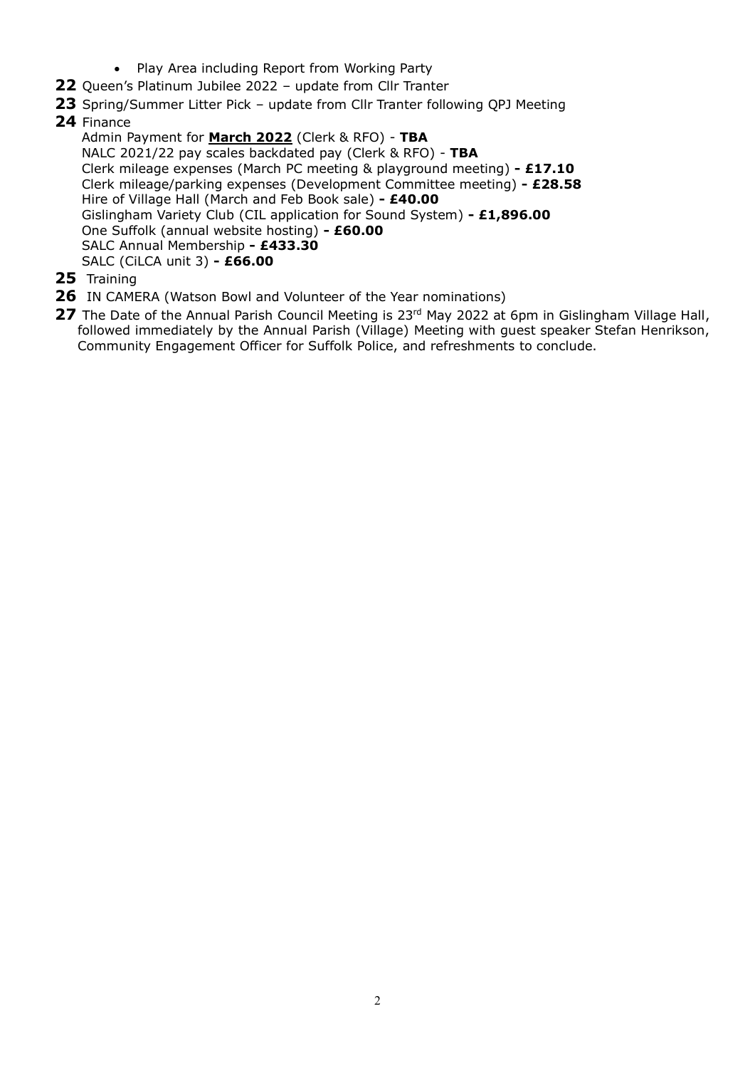- Play Area including Report from Working Party

**22** Queen's Platinum Jubilee 2022 – update from Cllr Tranter

**23** Spring/Summer Litter Pick – update from Cllr Tranter following QPJ Meeting

**24** Finance

Admin Payment for **March 2022** (Clerk & RFO) - **TBA**
NALC 2021/22 pay scales backdated pay (Clerk & RFO) - **TBA**
Clerk mileage expenses (March PC meeting & playground meeting) **- £17.10**
Clerk mileage/parking expenses (Development Committee meeting) **- £28.58**
Hire of Village Hall (March and Feb Book sale) **- £40.00**
Gislingham Variety Club (CIL application for Sound System) **- £1,896.00**
One Suffolk (annual website hosting) **- £60.00**
SALC Annual Membership **- £433.30**
SALC (CiLCA unit 3) **- £66.00**

**25** Training

**26** IN CAMERA (Watson Bowl and Volunteer of the Year nominations)

**27** The Date of the Annual Parish Council Meeting is 23rd May 2022 at 6pm in Gislingham Village Hall, followed immediately by the Annual Parish (Village) Meeting with guest speaker Stefan Henrikson, Community Engagement Officer for Suffolk Police, and refreshments to conclude.